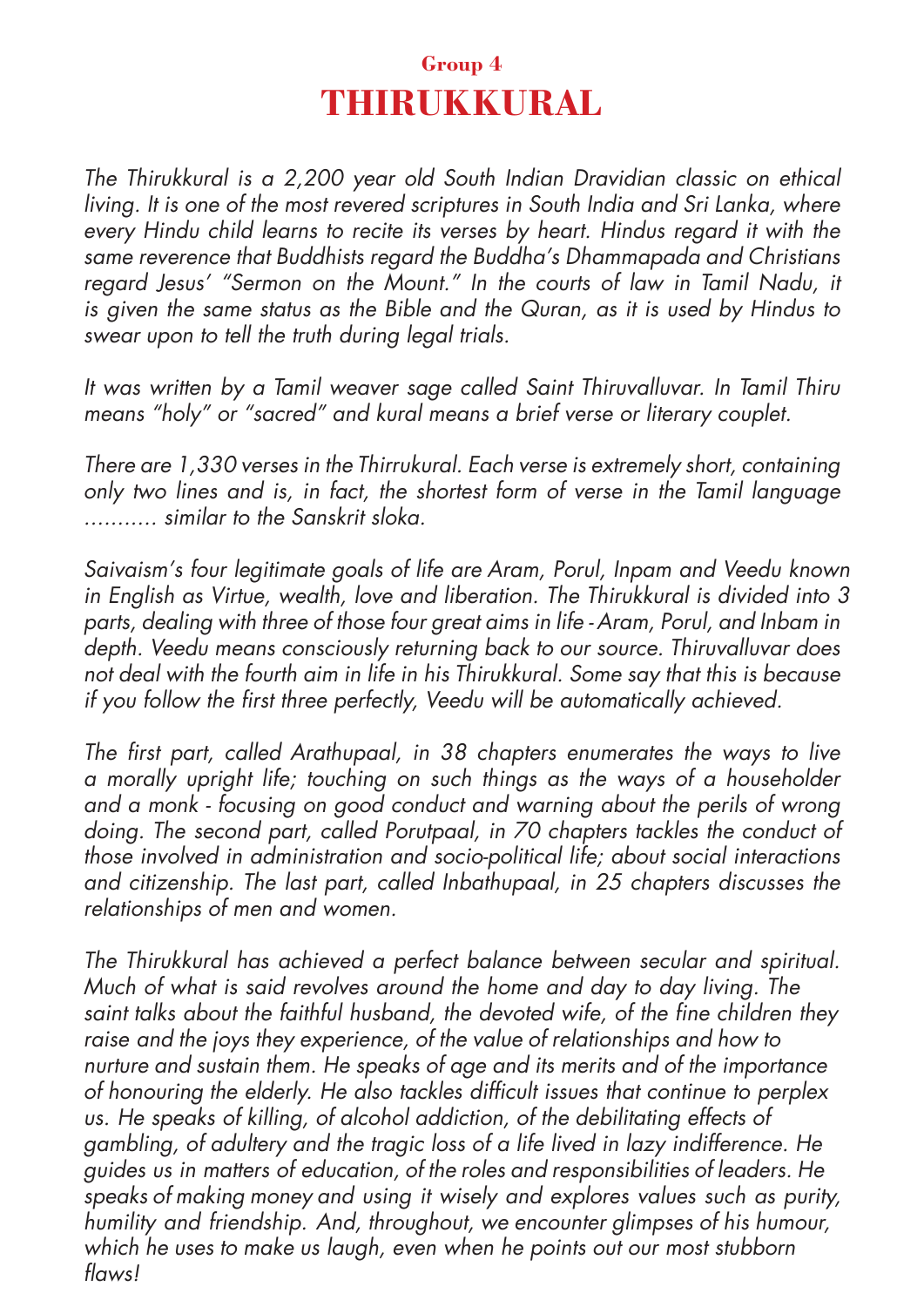### Group 4

# THIRUKKURAL

*The Thirukkural is a 2,200 year old South Indian Dravidian classic on ethical living. It is one of the most revered scriptures in South India and Sri Lanka, where every Hindu child learns to recite its verses by heart. Hindus regard it with the same reverence that Buddhists regard the Buddha's Dhammapada and Christians regard Jesus' "Sermon on the Mount." In the courts of law in Tamil Nadu, it is given the same status as the Bible and the Quran, as it is used by Hindus to swear upon to tell the truth during legal trials.*

*It was written by a Tamil weaver sage called Saint Thiruvalluvar. In Tamil Thiru means "holy" or "sacred" and kural means a brief verse or literary couplet.*

*There are 1,330 verses in the Thirrukural. Each verse is extremely short, containing only two lines and is, in fact, the shortest form of verse in the Tamil language ........... similar to the Sanskrit sloka.*

*Saivaism's four legitimate goals of life are Aram, Porul, Inpam and Veedu known in English as Virtue, wealth, love and liberation. The Thirukkural is divided into 3 parts, dealing with three of those four great aims in life - Aram, Porul, and Inbam in depth. Veedu means consciously returning back to our source. Thiruvalluvar does not deal with the fourth aim in life in his Thirukkural. Some say that this is because if you follow the first three perfectly, Veedu will be automatically achieved.*

*The first part, called Arathupaal, in 38 chapters enumerates the ways to live a morally upright life; touching on such things as the ways of a householder and a monk - focusing on good conduct and warning about the perils of wrong doing. The second part, called Porutpaal, in 70 chapters tackles the conduct of those involved in administration and socio-political life; about social interactions and citizenship. The last part, called Inbathupaal, in 25 chapters discusses the relationships of men and women.*

*The Thirukkural has achieved a perfect balance between secular and spiritual. Much of what is said revolves around the home and day to day living. The saint talks about the faithful husband, the devoted wife, of the fine children they raise and the joys they experience, of the value of relationships and how to nurture and sustain them. He speaks of age and its merits and of the importance of honouring the elderly. He also tackles difficult issues that continue to perplex us. He speaks of killing, of alcohol addiction, of the debilitating effects of gambling, of adultery and the tragic loss of a life lived in lazy indifference. He guides us in matters of education, of the roles and responsibilities of leaders. He speaks of making money and using it wisely and explores values such as purity, humility and friendship. And, throughout, we encounter glimpses of his humour, which he uses to make us laugh, even when he points out our most stubborn flaws!*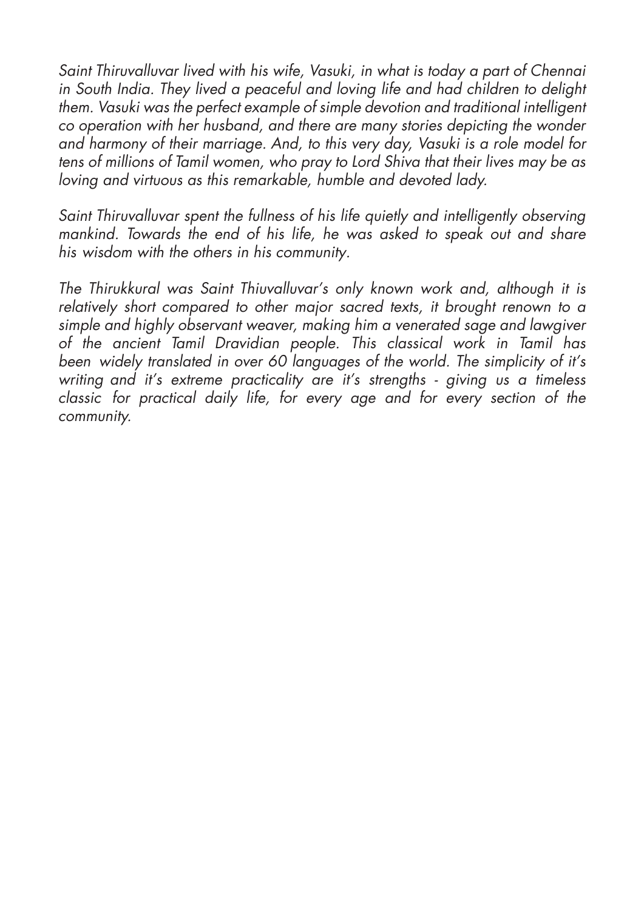*Saint Thiruvalluvar lived with his wife, Vasuki, in what is today a part of Chennai in South India. They lived a peaceful and loving life and had children to delight them. Vasuki was the perfect example of simple devotion and traditional intelligent co operation with her husband, and there are many stories depicting the wonder and harmony of their marriage. And, to this very day, Vasuki is a role model for tens of millions of Tamil women, who pray to Lord Shiva that their lives may be as loving and virtuous as this remarkable, humble and devoted lady.*

*Saint Thiruvalluvar spent the fullness of his life quietly and intelligently observing mankind. Towards the end of his life, he was asked to speak out and share his wisdom with the others in his community.*

*The Thirukkural was Saint Thiuvalluvar's only known work and, although it is relatively short compared to other major sacred texts, it brought renown to a simple and highly observant weaver, making him a venerated sage and lawgiver of the ancient Tamil Dravidian people. This classical work in Tamil has been widely translated in over 60 languages of the world. The simplicity of it's writing and it's extreme practicality are it's strengths - giving us a timeless classic for practical daily life, for every age and for every section of the community.*